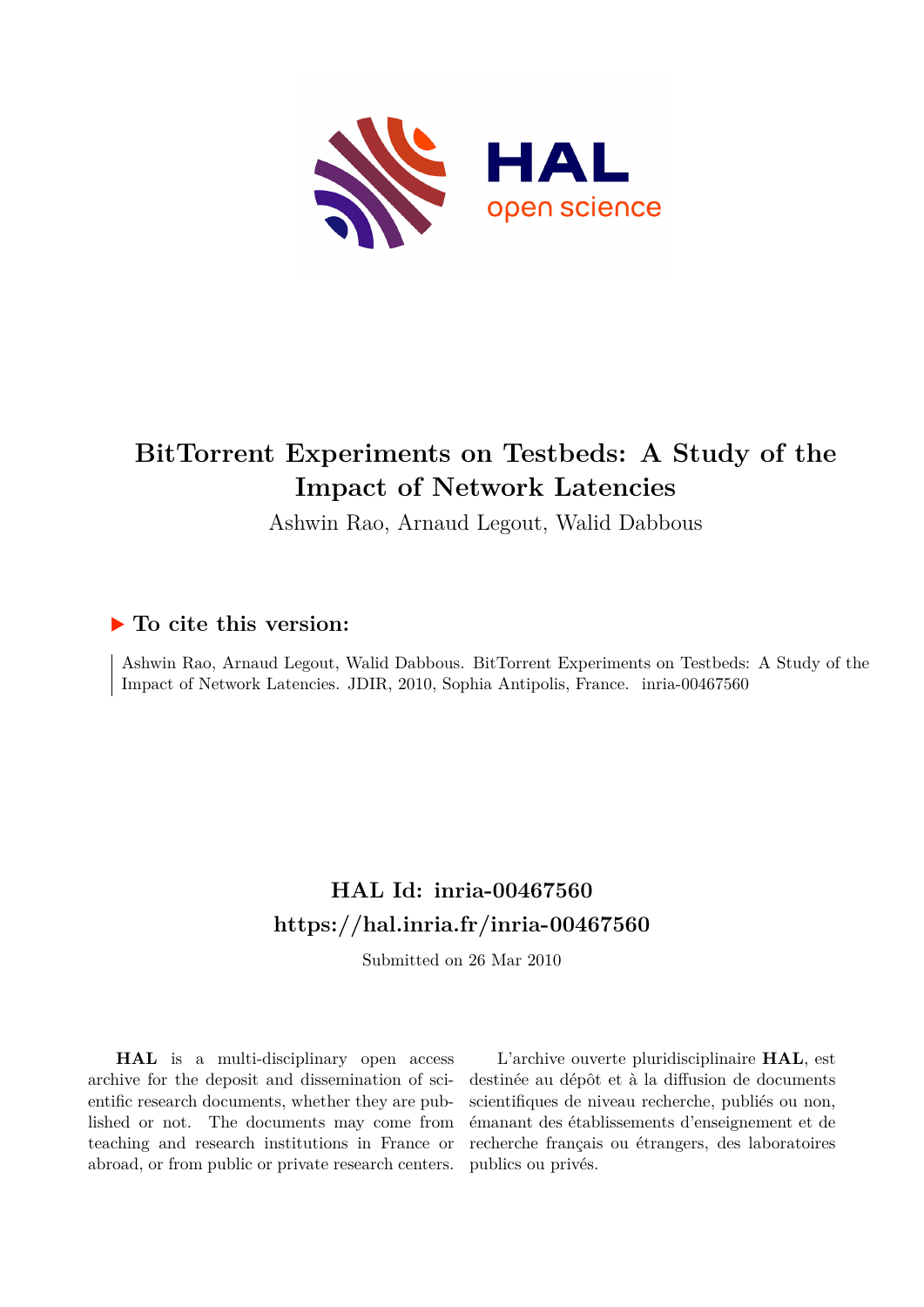# BitTorrent Experiments on Testbeds: A Study of the Impact of Network Latencies

Ashwin Rao, Arnaud Legout, Walid Dabbous

## ▶ To cite this version:

Ashwin Rao, Arnaud Legout, Walid Dabbous. BitTorrent Experiments on Testbeds: A Study of the Impact of Network Latencies. JDIR, 2010, Sophia Antipolis, France. inria-00467560

## HAL Id: inria-00467560
## https://hal.inria.fr/inria-00467560

Submitted on 26 Mar 2010

**HAL** is a multi-disciplinary open access archive for the deposit and dissemination of scientific research documents, whether they are published or not. The documents may come from teaching and research institutions in France or abroad, or from public or private research centers.

L'archive ouverte pluridisciplinaire **HAL**, est destinée au dépôt et à la diffusion de documents scientifiques de niveau recherche, publiés ou non, émanant des établissements d'enseignement et de recherche français ou étrangers, des laboratoires publics ou privés.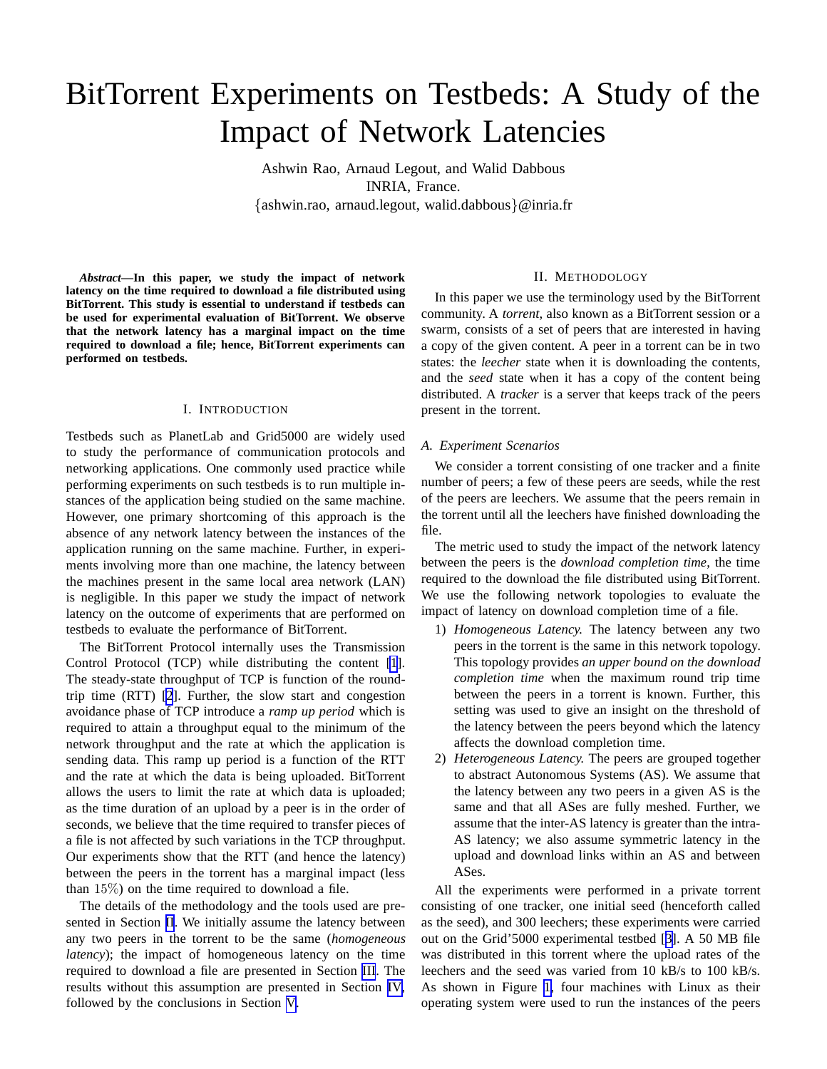# BitTorrent Experiments on Testbeds: A Study of the Impact of Network Latencies

Ashwin Rao, Arnaud Legout, and Walid Dabbous
INRIA, France.
{ashwin.rao, arnaud.legout, walid.dabbous}@inria.fr

***Abstract*—In this paper, we study the impact of network latency on the time required to download a file distributed using BitTorrent. This study is essential to understand if testbeds can be used for experimental evaluation of BitTorrent. We observe that the network latency has a marginal impact on the time required to download a file; hence, BitTorrent experiments can performed on testbeds.**

## I. Introduction

Testbeds such as PlanetLab and Grid5000 are widely used to study the performance of communication protocols and networking applications. One commonly used practice while performing experiments on such testbeds is to run multiple instances of the application being studied on the same machine. However, one primary shortcoming of this approach is the absence of any network latency between the instances of the application running on the same machine. Further, in experiments involving more than one machine, the latency between the machines present in the same local area network (LAN) is negligible. In this paper we study the impact of network latency on the outcome of experiments that are performed on testbeds to evaluate the performance of BitTorrent.

The BitTorrent Protocol internally uses the Transmission Control Protocol (TCP) while distributing the content [1]. The steady-state throughput of TCP is function of the round-trip time (RTT) [2]. Further, the slow start and congestion avoidance phase of TCP introduce a *ramp up period* which is required to attain a throughput equal to the minimum of the network throughput and the rate at which the application is sending data. This ramp up period is a function of the RTT and the rate at which the data is being uploaded. BitTorrent allows the users to limit the rate at which data is uploaded; as the time duration of an upload by a peer is in the order of seconds, we believe that the time required to transfer pieces of a file is not affected by such variations in the TCP throughput. Our experiments show that the RTT (and hence the latency) between the peers in the torrent has a marginal impact (less than $15\%$) on the time required to download a file.

The details of the methodology and the tools used are presented in Section II. We initially assume the latency between any two peers in the torrent to be the same (*homogeneous latency*); the impact of homogeneous latency on the time required to download a file are presented in Section III. The results without this assumption are presented in Section IV, followed by the conclusions in Section V.

## II. Methodology

In this paper we use the terminology used by the BitTorrent community. A *torrent*, also known as a BitTorrent session or a swarm, consists of a set of peers that are interested in having a copy of the given content. A peer in a torrent can be in two states: the *leecher* state when it is downloading the contents, and the *seed* state when it has a copy of the content being distributed. A *tracker* is a server that keeps track of the peers present in the torrent.

### A. Experiment Scenarios

We consider a torrent consisting of one tracker and a finite number of peers; a few of these peers are seeds, while the rest of the peers are leechers. We assume that the peers remain in the torrent until all the leechers have finished downloading the file.

The metric used to study the impact of the network latency between the peers is the *download completion time*, the time required to the download the file distributed using BitTorrent. We use the following network topologies to evaluate the impact of latency on download completion time of a file.

1) *Homogeneous Latency.* The latency between any two peers in the torrent is the same in this network topology. This topology provides *an upper bound on the download completion time* when the maximum round trip time between the peers in a torrent is known. Further, this setting was used to give an insight on the threshold of the latency between the peers beyond which the latency affects the download completion time.
2) *Heterogeneous Latency.* The peers are grouped together to abstract Autonomous Systems (AS). We assume that the latency between any two peers in a given AS is the same and that all ASes are fully meshed. Further, we assume that the inter-AS latency is greater than the intra-AS latency; we also assume symmetric latency in the upload and download links within an AS and between ASes.

All the experiments were performed in a private torrent consisting of one tracker, one initial seed (henceforth called as the seed), and 300 leechers; these experiments were carried out on the Grid'5000 experimental testbed [3]. A 50 MB file was distributed in this torrent where the upload rates of the leechers and the seed was varied from 10 kB/s to 100 kB/s. As shown in Figure 1, four machines with Linux as their operating system were used to run the instances of the peers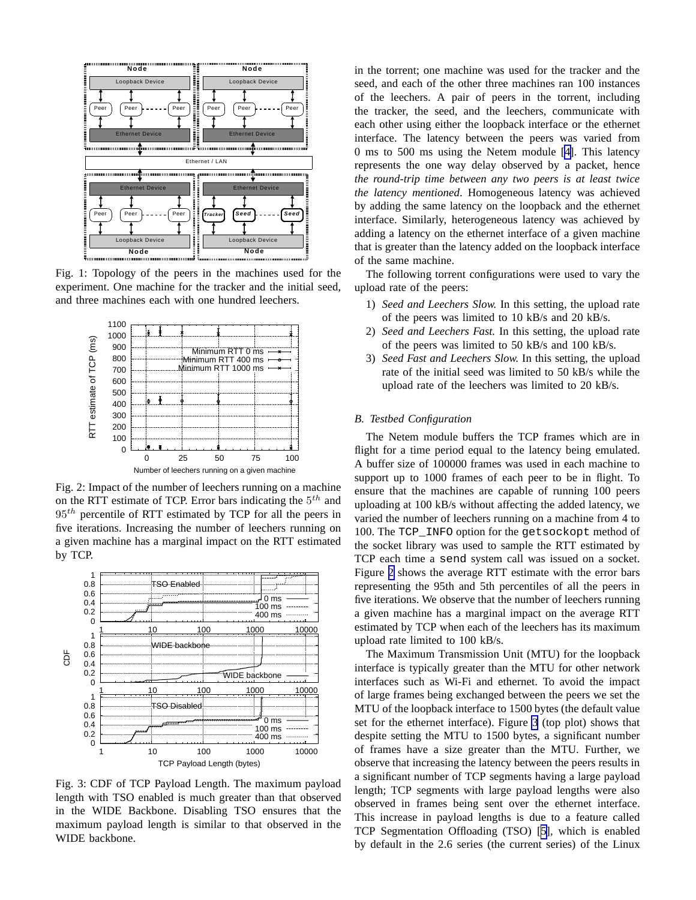Fig. 1: Topology of the peers in the machines used for the experiment. One machine for the tracker and the initial seed, and three machines each with one hundred leechers.

Fig. 2: Impact of the number of leechers running on a machine on the RTT estimate of TCP. Error bars indicating the $5^{th}$ and $95^{th}$ percentile of RTT estimated by TCP for all the peers in five iterations. Increasing the number of leechers running on a given machine has a marginal impact on the RTT estimated by TCP.

Fig. 3: CDF of TCP Payload Length. The maximum payload length with TSO enabled is much greater than that observed in the WIDE Backbone. Disabling TSO ensures that the maximum payload length is similar to that observed in the WIDE backbone.

in the torrent; one machine was used for the tracker and the seed, and each of the other three machines ran 100 instances of the leechers. A pair of peers in the torrent, including the tracker, the seed, and the leechers, communicate with each other using either the loopback interface or the ethernet interface. The latency between the peers was varied from 0 ms to 500 ms using the Netem module [4]. This latency represents the one way delay observed by a packet, hence *the round-trip time between any two peers is at least twice the latency mentioned*. Homogeneous latency was achieved by adding the same latency on the loopback and the ethernet interface. Similarly, heterogeneous latency was achieved by adding a latency on the ethernet interface of a given machine that is greater than the latency added on the loopback interface of the same machine.

The following torrent configurations were used to vary the upload rate of the peers:

1) *Seed and Leechers Slow.* In this setting, the upload rate of the peers was limited to 10 kB/s and 20 kB/s.
2) *Seed and Leechers Fast.* In this setting, the upload rate of the peers was limited to 50 kB/s and 100 kB/s.
3) *Seed Fast and Leechers Slow.* In this setting, the upload rate of the initial seed was limited to 50 kB/s while the upload rate of the leechers was limited to 20 kB/s.

### B. Testbed Configuration

The Netem module buffers the TCP frames which are in flight for a time period equal to the latency being emulated. A buffer size of 100000 frames was used in each machine to support up to 1000 frames of each peer to be in flight. To ensure that the machines are capable of running 100 peers uploading at 100 kB/s without affecting the added latency, we varied the number of leechers running on a machine from 4 to 100. The `TCP_INFO` option for the `getsockopt` method of the socket library was used to sample the RTT estimated by TCP each time a `send` system call was issued on a socket. Figure 2 shows the average RTT estimate with the error bars representing the 95th and 5th percentiles of all the peers in five iterations. We observe that the number of leechers running a given machine has a marginal impact on the average RTT estimated by TCP when each of the leechers has its maximum upload rate limited to 100 kB/s.

The Maximum Transmission Unit (MTU) for the loopback interface is typically greater than the MTU for other network interfaces such as Wi-Fi and ethernet. To avoid the impact of large frames being exchanged between the peers we set the MTU of the loopback interface to 1500 bytes (the default value set for the ethernet interface). Figure 3 (top plot) shows that despite setting the MTU to 1500 bytes, a significant number of frames have a size greater than the MTU. Further, we observe that increasing the latency between the peers results in a significant number of TCP segments having a large payload length; TCP segments with large payload lengths were also observed in frames being sent over the ethernet interface. This increase in payload lengths is due to a feature called TCP Segmentation Offloading (TSO) [5], which is enabled by default in the 2.6 series (the current series) of the Linux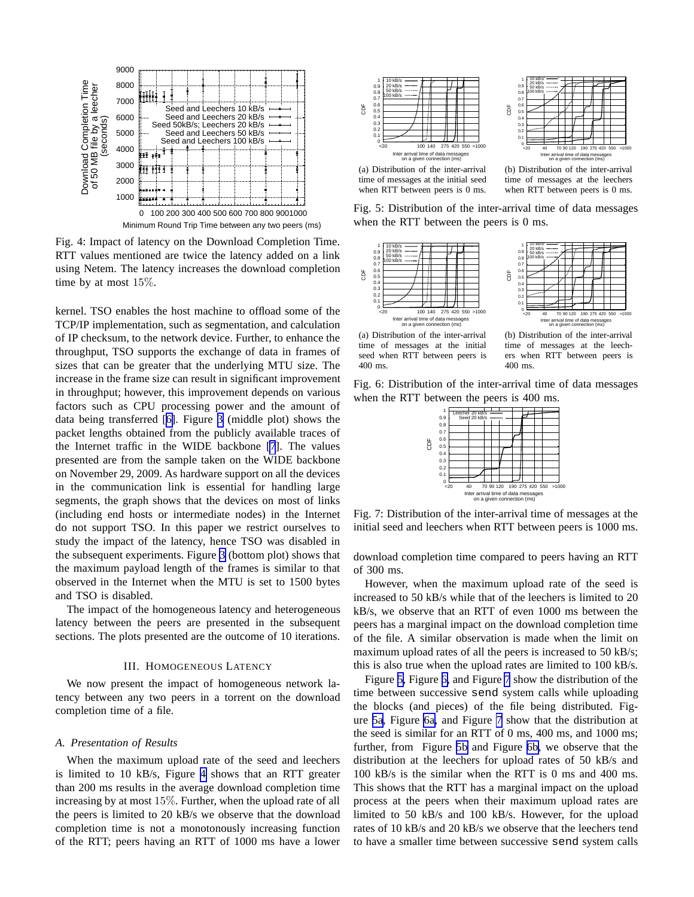Fig. 4: Impact of latency on the Download Completion Time. RTT values mentioned are twice the latency added on a link using Netem. The latency increases the download completion time by at most 15%.

kernel. TSO enables the host machine to offload some of the TCP/IP implementation, such as segmentation, and calculation of IP checksum, to the network device. Further, to enhance the throughput, TSO supports the exchange of data in frames of sizes that can be greater that the underlying MTU size. The increase in the frame size can result in significant improvement in throughput; however, this improvement depends on various factors such as CPU processing power and the amount of data being transferred [6]. Figure 3 (middle plot) shows the packet lengths obtained from the publicly available traces of the Internet traffic in the WIDE backbone [7]. The values presented are from the sample taken on the WIDE backbone on November 29, 2009. As hardware support on all the devices in the communication link is essential for handling large segments, the graph shows that the devices on most of links (including end hosts or intermediate nodes) in the Internet do not support TSO. In this paper we restrict ourselves to study the impact of the latency, hence TSO was disabled in the subsequent experiments. Figure 3 (bottom plot) shows that the maximum payload length of the frames is similar to that observed in the Internet when the MTU is set to 1500 bytes and TSO is disabled.

The impact of the homogeneous latency and heterogeneous latency between the peers are presented in the subsequent sections. The plots presented are the outcome of 10 iterations.

## III. Homogeneous Latency

We now present the impact of homogeneous network latency between any two peers in a torrent on the download completion time of a file.

### A. Presentation of Results

When the maximum upload rate of the seed and leechers is limited to 10 kB/s, Figure 4 shows that an RTT greater than 200 ms results in the average download completion time increasing by at most 15%. Further, when the upload rate of all the peers is limited to 20 kB/s we observe that the download completion time is not a monotonously increasing function of the RTT; peers having an RTT of 1000 ms have a lower download completion time compared to peers having an RTT of 300 ms.

(a) Distribution of the inter-arrival time of messages at the initial seed when RTT between peers is 0 ms.

(b) Distribution of the inter-arrival time of messages at the leechers when RTT between peers is 0 ms.

Fig. 5: Distribution of the inter-arrival time of data messages when the RTT between the peers is 0 ms.

(a) Distribution of the inter-arrival time of messages at the initial seed when RTT between peers is 400 ms.

(b) Distribution of the inter-arrival time of messages at the leechers when RTT between peers is 400 ms.

Fig. 6: Distribution of the inter-arrival time of data messages when the RTT between the peers is 400 ms.

Fig. 7: Distribution of the inter-arrival time of messages at the initial seed and leechers when RTT between peers is 1000 ms.

However, when the maximum upload rate of the seed is increased to 50 kB/s while that of the leechers is limited to 20 kB/s, we observe that an RTT of even 1000 ms between the peers has a marginal impact on the download completion time of the file. A similar observation is made when the limit on maximum upload rates of all the peers is increased to 50 kB/s; this is also true when the upload rates are limited to 100 kB/s.

Figure 5, Figure 6, and Figure 7 show the distribution of the time between successive `send` system calls while uploading the blocks (and pieces) of the file being distributed. Figure 5a, Figure 6a, and Figure 7 show that the distribution at the seed is similar for an RTT of 0 ms, 400 ms, and 1000 ms; further, from Figure 5b and Figure 6b, we observe that the distribution at the leechers for upload rates of 50 kB/s and 100 kB/s is the similar when the RTT is 0 ms and 400 ms. This shows that the RTT has a marginal impact on the upload process at the peers when their maximum upload rates are limited to 50 kB/s and 100 kB/s. However, for the upload rates of 10 kB/s and 20 kB/s we observe that the leechers tend to have a smaller time between successive `send` system calls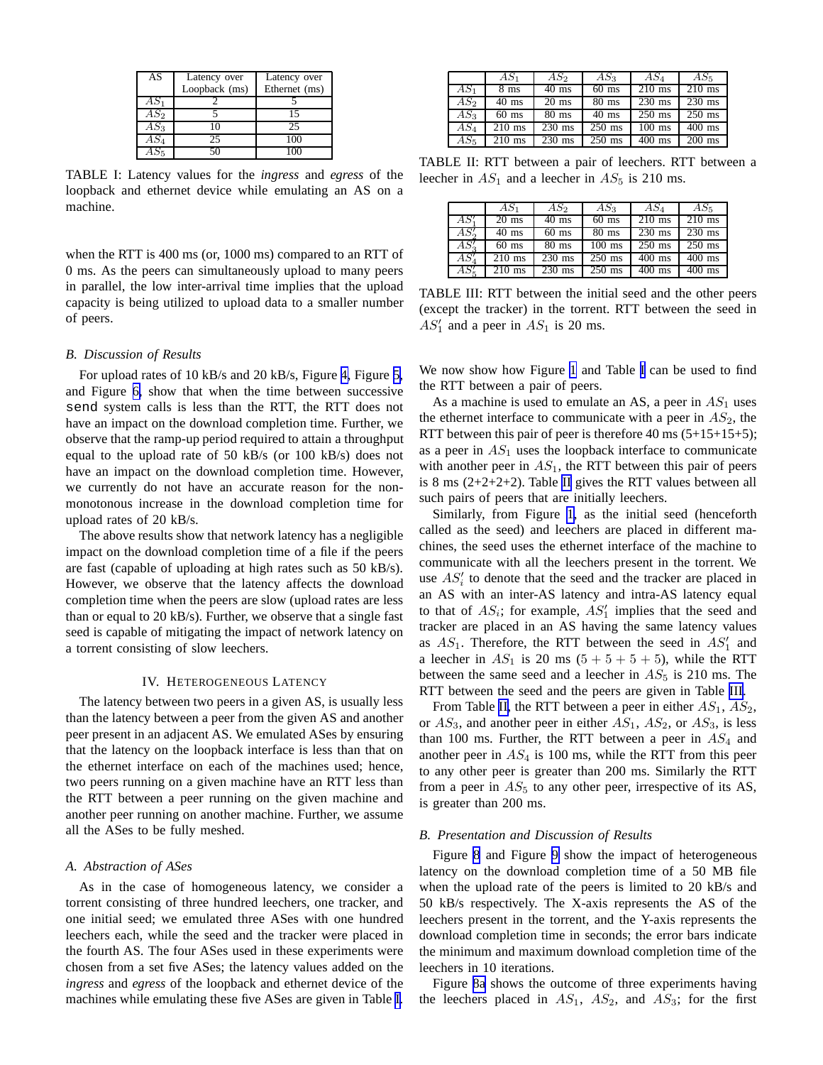| AS | Latency over Loopback (ms) | Latency over Ethernet (ms) |
|---|---|---|
| $AS_1$ | 2 | 5 |
| $AS_2$ | 5 | 15 |
| $AS_3$ | 10 | 25 |
| $AS_4$ | 25 | 100 |
| $AS_5$ | 50 | 100 |

TABLE I: Latency values for the *ingress* and *egress* of the loopback and ethernet device while emulating an AS on a machine.

when the RTT is 400 ms (or, 1000 ms) compared to an RTT of 0 ms. As the peers can simultaneously upload to many peers in parallel, the low inter-arrival time implies that the upload capacity is being utilized to upload data to a smaller number of peers.

### B. Discussion of Results

For upload rates of 10 kB/s and 20 kB/s, Figure 4, Figure 5, and Figure 6, show that when the time between successive `send` system calls is less than the RTT, the RTT does not have an impact on the download completion time. Further, we observe that the ramp-up period required to attain a throughput equal to the upload rate of 50 kB/s (or 100 kB/s) does not have an impact on the download completion time. However, we currently do not have an accurate reason for the non-monotonous increase in the download completion time for upload rates of 20 kB/s.

The above results show that network latency has a negligible impact on the download completion time of a file if the peers are fast (capable of uploading at high rates such as 50 kB/s). However, we observe that the latency affects the download completion time when the peers are slow (upload rates are less than or equal to 20 kB/s). Further, we observe that a single fast seed is capable of mitigating the impact of network latency on a torrent consisting of slow leechers.

## IV. Heterogeneous Latency

The latency between two peers in a given AS, is usually less than the latency between a peer from the given AS and another peer present in an adjacent AS. We emulated ASes by ensuring that the latency on the loopback interface is less than that on the ethernet interface on each of the machines used; hence, two peers running on a given machine have an RTT less than the RTT between a peer running on the given machine and another peer running on another machine. Further, we assume all the ASes to be fully meshed.

### A. Abstraction of ASes

As in the case of homogeneous latency, we consider a torrent consisting of three hundred leechers, one tracker, and one initial seed; we emulated three ASes with one hundred leechers each, while the seed and the tracker were placed in the fourth AS. The four ASes used in these experiments were chosen from a set five ASes; the latency values added on the *ingress* and *egress* of the loopback and ethernet device of the machines while emulating these five ASes are given in Table I.

| | $AS_1$ | $AS_2$ | $AS_3$ | $AS_4$ | $AS_5$ |
|---|---|---|---|---|---|
| $AS_1$ | 8 ms | 40 ms | 60 ms | 210 ms | 210 ms |
| $AS_2$ | 40 ms | 20 ms | 80 ms | 230 ms | 230 ms |
| $AS_3$ | 60 ms | 80 ms | 40 ms | 250 ms | 250 ms |
| $AS_4$ | 210 ms | 230 ms | 250 ms | 100 ms | 400 ms |
| $AS_5$ | 210 ms | 230 ms | 250 ms | 400 ms | 200 ms |

TABLE II: RTT between a pair of leechers. RTT between a leecher in $AS_1$ and a leecher in $AS_5$ is 210 ms.

| | $AS_1$ | $AS_2$ | $AS_3$ | $AS_4$ | $AS_5$ |
|---|---|---|---|---|---|
| $AS'_1$ | 20 ms | 40 ms | 60 ms | 210 ms | 210 ms |
| $AS'_2$ | 40 ms | 60 ms | 80 ms | 230 ms | 230 ms |
| $AS'_3$ | 60 ms | 80 ms | 100 ms | 250 ms | 250 ms |
| $AS'_4$ | 210 ms | 230 ms | 250 ms | 400 ms | 400 ms |
| $AS'_5$ | 210 ms | 230 ms | 250 ms | 400 ms | 400 ms |

TABLE III: RTT between the initial seed and the other peers (except the tracker) in the torrent. RTT between the seed in $AS'_1$ and a peer in $AS_1$ is 20 ms.

We now show how Figure 1 and Table I can be used to find the RTT between a pair of peers.

As a machine is used to emulate an AS, a peer in $AS_1$ uses the ethernet interface to communicate with a peer in $AS_2$, the RTT between this pair of peer is therefore 40 ms (5+15+15+5); as a peer in $AS_1$ uses the loopback interface to communicate with another peer in $AS_1$, the RTT between this pair of peers is 8 ms (2+2+2+2). Table II gives the RTT values between all such pairs of peers that are initially leechers.

Similarly, from Figure 1, as the initial seed (henceforth called as the seed) and leechers are placed in different machines, the seed uses the ethernet interface of the machine to communicate with all the leechers present in the torrent. We use $AS'_i$ to denote that the seed and the tracker are placed in an AS with an inter-AS latency and intra-AS latency equal to that of $AS_i$; for example, $AS'_1$ implies that the seed and tracker are placed in an AS having the same latency values as $AS_1$. Therefore, the RTT between the seed in $AS'_1$ and a leecher in $AS_1$ is 20 ms $(5 + 5 + 5 + 5)$, while the RTT between the same seed and a leecher in $AS_5$ is 210 ms. The RTT between the seed and the peers are given in Table III.

From Table II, the RTT between a peer in either $AS_1$, $AS_2$, or $AS_3$, and another peer in either $AS_1$, $AS_2$, or $AS_3$, is less than 100 ms. Further, the RTT between a peer in $AS_4$ and another peer in $AS_4$ is 100 ms, while the RTT from this peer to any other peer is greater than 200 ms. Similarly the RTT from a peer in $AS_5$ to any other peer, irrespective of its AS, is greater than 200 ms.

### B. Presentation and Discussion of Results

Figure 8 and Figure 9 show the impact of heterogeneous latency on the download completion time of a 50 MB file when the upload rate of the peers is limited to 20 kB/s and 50 kB/s respectively. The X-axis represents the AS of the leechers present in the torrent, and the Y-axis represents the download completion time in seconds; the error bars indicate the minimum and maximum download completion time of the leechers in 10 iterations.

Figure 8a shows the outcome of three experiments having the leechers placed in $AS_1$, $AS_2$, and $AS_3$; for the first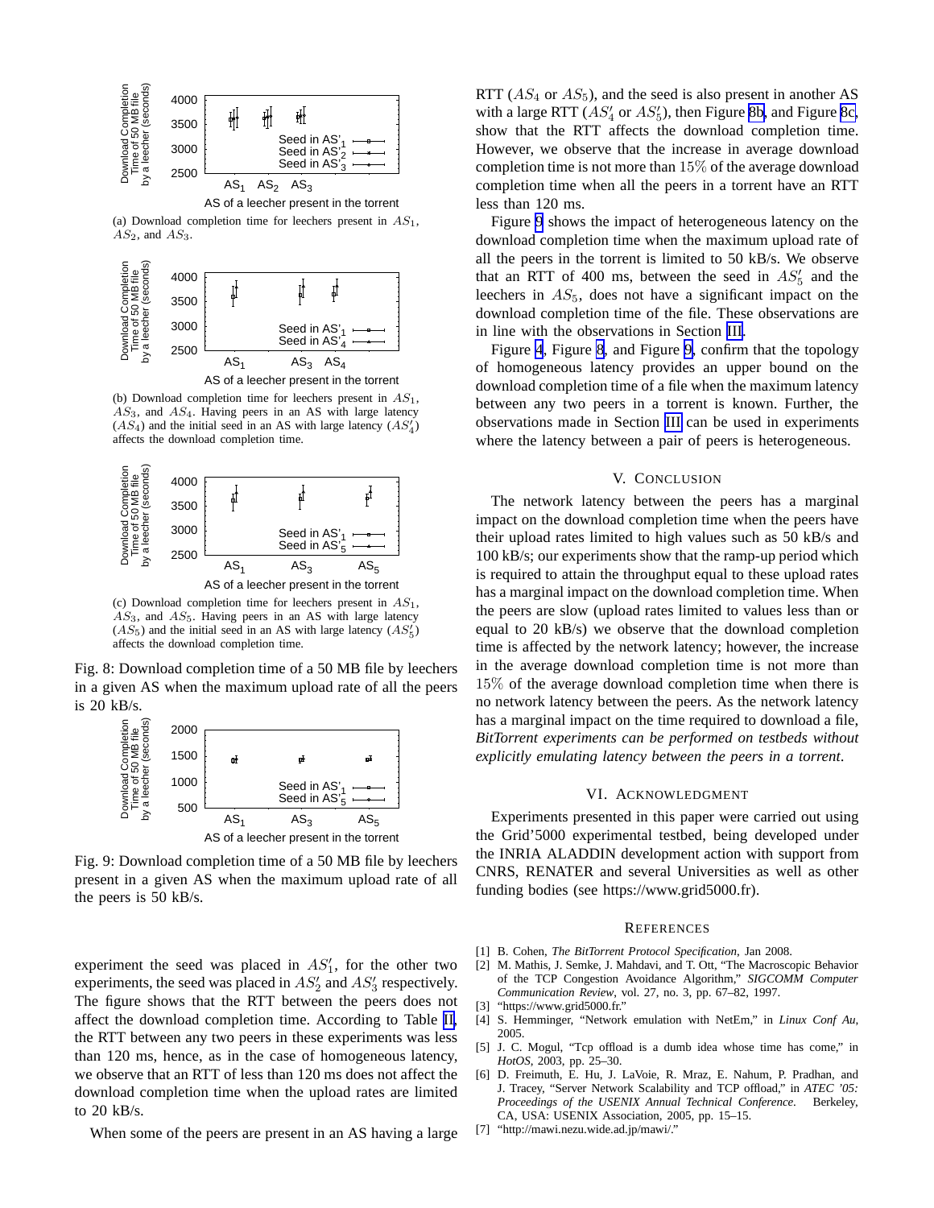Download Completion Time of 50 MB file by a leecher (seconds)

4000
3500
3000
2500

Seed in AS'$_1$
Seed in AS'$_2$
Seed in AS'$_3$

AS$_1$ AS$_2$ AS$_3$

AS of a leecher present in the torrent

(a) Download completion time for leechers present in $AS_1$, $AS_2$, and $AS_3$.

Download Completion Time of 50 MB file by a leecher (seconds)

4000
3500
3000
2500

Seed in AS'$_1$
Seed in AS'$_4$

AS$_1$ AS$_3$ AS$_4$

AS of a leecher present in the torrent

(b) Download completion time for leechers present in $AS_1$, $AS_3$, and $AS_4$. Having peers in an AS with large latency ($AS_4$) and the initial seed in an AS with large latency ($AS'_4$) affects the download completion time.

Download Completion Time of 50 MB file by a leecher (seconds)

4000
3500
3000
2500

Seed in AS'$_1$
Seed in AS'$_5$

AS$_1$ AS$_3$ AS$_5$

AS of a leecher present in the torrent

(c) Download completion time for leechers present in $AS_1$, $AS_3$, and $AS_5$. Having peers in an AS with large latency ($AS_5$) and the initial seed in an AS with large latency ($AS'_5$) affects the download completion time.

Fig. 8: Download completion time of a 50 MB file by leechers in a given AS when the maximum upload rate of all the peers is 20 kB/s.

Download Completion Time of 50 MB file by a leecher (seconds)

2000
1500
1000
500

Seed in AS'$_1$
Seed in AS'$_5$

AS$_1$ AS$_3$ AS$_5$

AS of a leecher present in the torrent

Fig. 9: Download completion time of a 50 MB file by leechers present in a given AS when the maximum upload rate of all the peers is 50 kB/s.

experiment the seed was placed in $AS'_1$, for the other two experiments, the seed was placed in $AS'_2$ and $AS'_3$ respectively. The figure shows that the RTT between the peers does not affect the download completion time. According to Table II, the RTT between any two peers in these experiments was less than 120 ms, hence, as in the case of homogeneous latency, we observe that an RTT of less than 120 ms does not affect the download completion time when the upload rates are limited to 20 kB/s.

When some of the peers are present in an AS having a large RTT ($AS_4$ or $AS_5$), and the seed is also present in another AS with a large RTT ($AS'_4$ or $AS'_5$), then Figure 8b, and Figure 8c, show that the RTT affects the download completion time. However, we observe that the increase in average download completion time is not more than 15% of the average download completion time when all the peers in a torrent have an RTT less than 120 ms.

Figure 9 shows the impact of heterogeneous latency on the download completion time when the maximum upload rate of all the peers in the torrent is limited to 50 kB/s. We observe that an RTT of 400 ms, between the seed in $AS'_5$ and the leechers in $AS_5$, does not have a significant impact on the download completion time of the file. These observations are in line with the observations in Section III.

Figure 4, Figure 8, and Figure 9, confirm that the topology of homogeneous latency provides an upper bound on the download completion time of a file when the maximum latency between any two peers in a torrent is known. Further, the observations made in Section III can be used in experiments where the latency between a pair of peers is heterogeneous.

## V. Conclusion

The network latency between the peers has a marginal impact on the download completion time when the peers have their upload rates limited to high values such as 50 kB/s and 100 kB/s; our experiments show that the ramp-up period which is required to attain the throughput equal to these upload rates has a marginal impact on the download completion time. When the peers are slow (upload rates limited to values less than or equal to 20 kB/s) we observe that the download completion time is affected by the network latency; however, the increase in the average download completion time is not more than 15% of the average download completion time when there is no network latency between the peers. As the network latency has a marginal impact on the time required to download a file, *BitTorrent experiments can be performed on testbeds without explicitly emulating latency between the peers in a torrent.*

## VI. Acknowledgment

Experiments presented in this paper were carried out using the Grid'5000 experimental testbed, being developed under the INRIA ALADDIN development action with support from CNRS, RENATER and several Universities as well as other funding bodies (see https://www.grid5000.fr).

## References

[1] B. Cohen, *The BitTorrent Protocol Specification*, Jan 2008.

[2] M. Mathis, J. Semke, J. Mahdavi, and T. Ott, "The Macroscopic Behavior of the TCP Congestion Avoidance Algorithm," *SIGCOMM Computer Communication Review*, vol. 27, no. 3, pp. 67–82, 1997.

[3] "https://www.grid5000.fr."

[4] S. Hemminger, "Network emulation with NetEm," in *Linux Conf Au*, 2005.

[5] J. C. Mogul, "Tcp offload is a dumb idea whose time has come," in *HotOS*, 2003, pp. 25–30.

[6] D. Freimuth, E. Hu, J. LaVoie, R. Mraz, E. Nahum, P. Pradhan, and J. Tracey, "Server Network Scalability and TCP offload," in *ATEC '05: Proceedings of the USENIX Annual Technical Conference*. Berkeley, CA, USA: USENIX Association, 2005, pp. 15–15.

[7] "http://mawi.nezu.wide.ad.jp/mawi/."